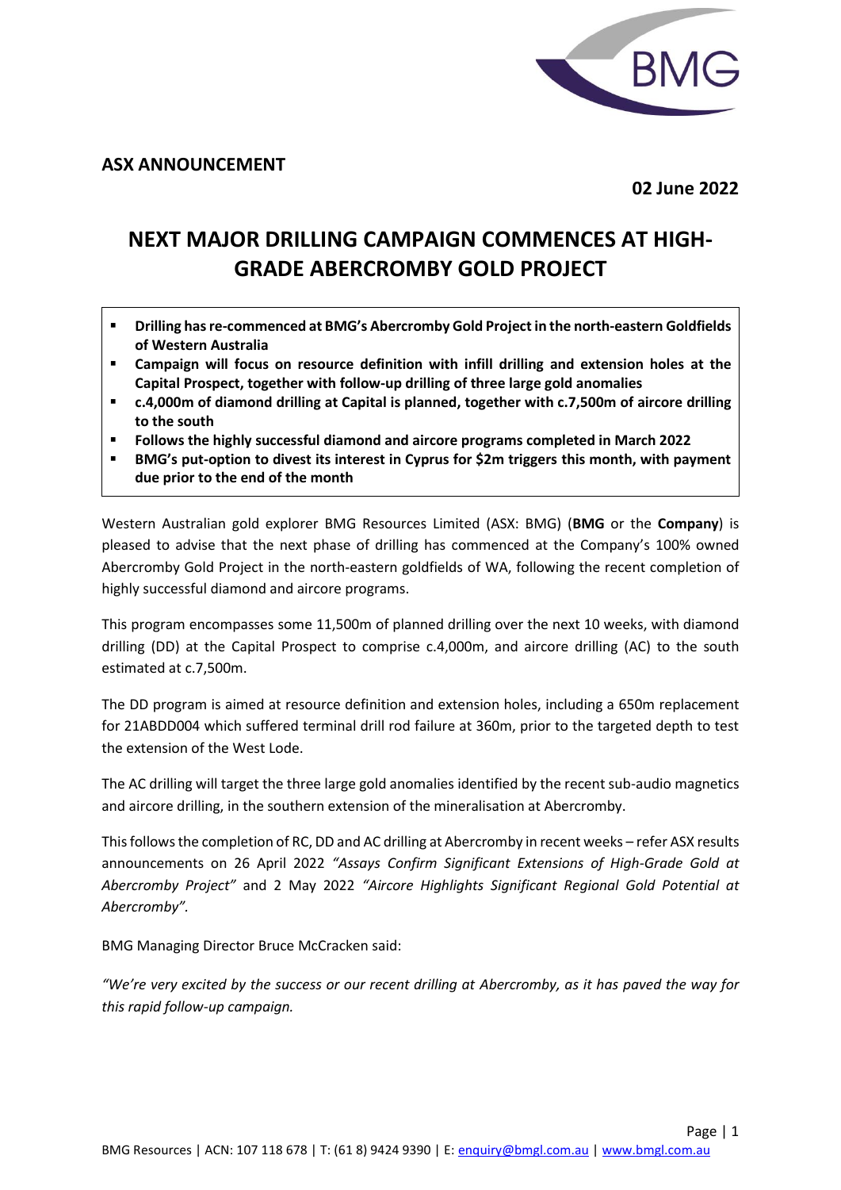**ASX ANNOUNCEMENT**

**02 June 2022**

# NEXT MAJOR DRILLING CAMPAIGN COMMENCES AT HIGH-GRADE ABERCROMBY GOLD PROJECT

- **Drilling has re-commenced at BMG's Abercromby Gold Project in the north-eastern Goldfields of Western Australia**
- **Campaign will focus on resource definition with infill drilling and extension holes at the Capital Prospect, together with follow-up drilling of three large gold anomalies**
- **c.4,000m of diamond drilling at Capital is planned, together with c.7,500m of aircore drilling to the south**
- **Follows the highly successful diamond and aircore programs completed in March 2022**
- **BMG's put-option to divest its interest in Cyprus for $2m triggers this month, with payment due prior to the end of the month**

Western Australian gold explorer BMG Resources Limited (ASX: BMG) (**BMG** or the **Company**) is pleased to advise that the next phase of drilling has commenced at the Company's 100% owned Abercromby Gold Project in the north-eastern goldfields of WA, following the recent completion of highly successful diamond and aircore programs.

This program encompasses some 11,500m of planned drilling over the next 10 weeks, with diamond drilling (DD) at the Capital Prospect to comprise c.4,000m, and aircore drilling (AC) to the south estimated at c.7,500m.

The DD program is aimed at resource definition and extension holes, including a 650m replacement for 21ABDD004 which suffered terminal drill rod failure at 360m, prior to the targeted depth to test the extension of the West Lode.

The AC drilling will target the three large gold anomalies identified by the recent sub-audio magnetics and aircore drilling, in the southern extension of the mineralisation at Abercromby.

This follows the completion of RC, DD and AC drilling at Abercromby in recent weeks – refer ASX results announcements on 26 April 2022 *"Assays Confirm Significant Extensions of High-Grade Gold at Abercromby Project"* and 2 May 2022 *"Aircore Highlights Significant Regional Gold Potential at Abercromby".*

BMG Managing Director Bruce McCracken said:

*"We're very excited by the success or our recent drilling at Abercromby, as it has paved the way for this rapid follow-up campaign.*

BMG Resources | ACN: 107 118 678 | T: (61 8) 9424 9390 | E: enquiry@bmgl.com.au | www.bmgl.com.au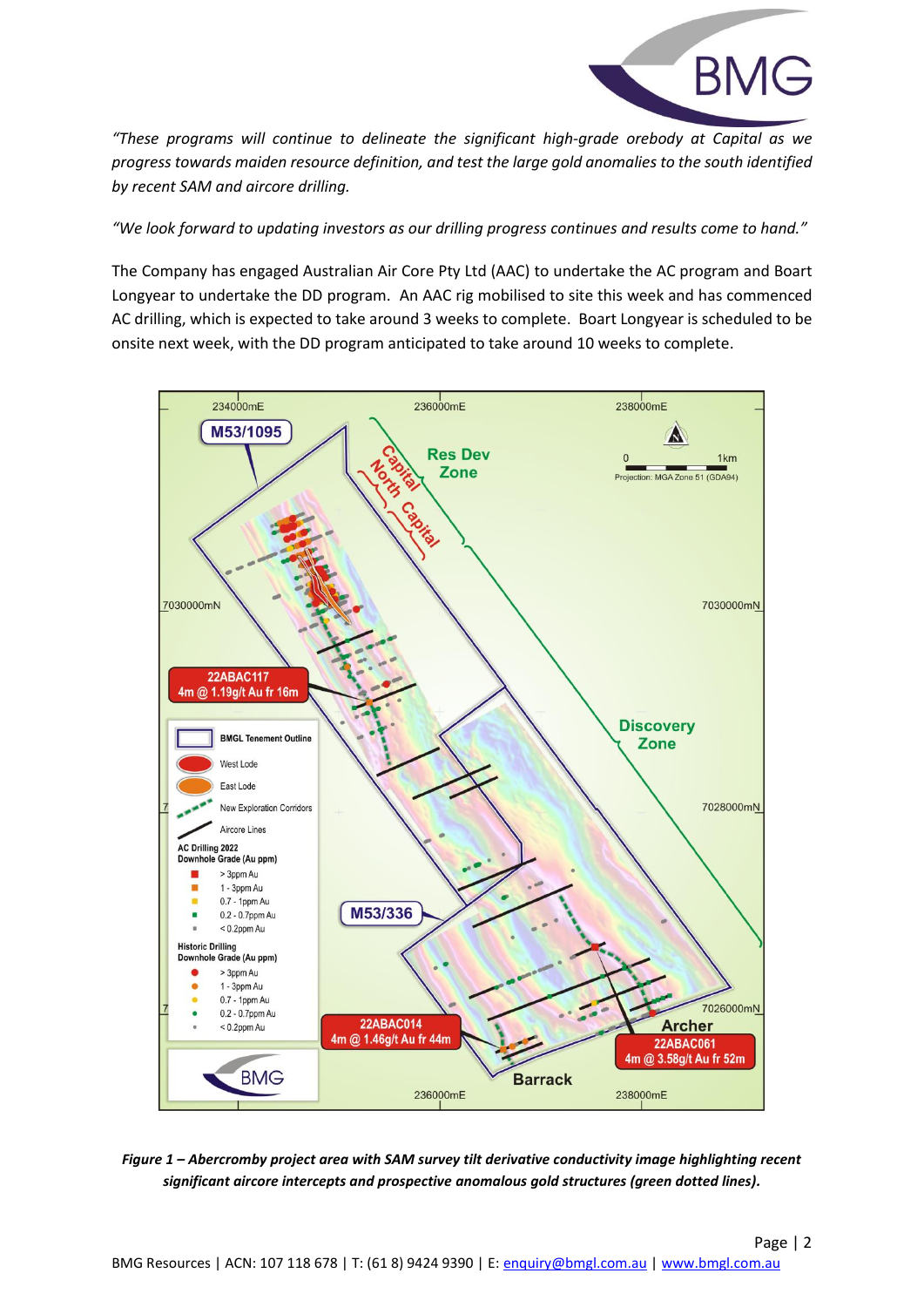*"These programs will continue to delineate the significant high-grade orebody at Capital as we progress towards maiden resource definition, and test the large gold anomalies to the south identified by recent SAM and aircore drilling.*

*"We look forward to updating investors as our drilling progress continues and results come to hand."*

The Company has engaged Australian Air Core Pty Ltd (AAC) to undertake the AC program and Boart Longyear to undertake the DD program. An AAC rig mobilised to site this week and has commenced AC drilling, which is expected to take around 3 weeks to complete. Boart Longyear is scheduled to be onsite next week, with the DD program anticipated to take around 10 weeks to complete.

***Figure 1 – Abercromby project area with SAM survey tilt derivative conductivity image highlighting recent significant aircore intercepts and prospective anomalous gold structures (green dotted lines).***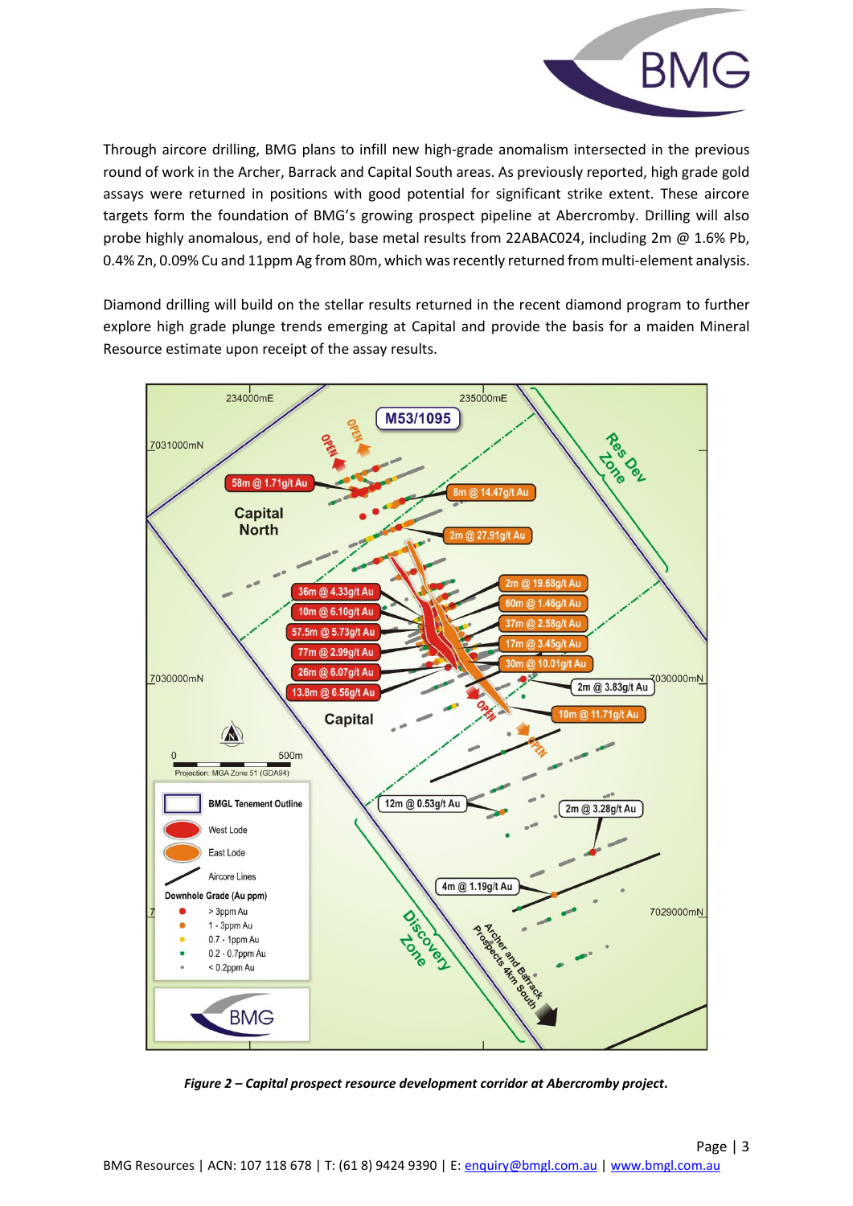Through aircore drilling, BMG plans to infill new high-grade anomalism intersected in the previous round of work in the Archer, Barrack and Capital South areas. As previously reported, high grade gold assays were returned in positions with good potential for significant strike extent. These aircore targets form the foundation of BMG's growing prospect pipeline at Abercromby. Drilling will also probe highly anomalous, end of hole, base metal results from 22ABAC024, including 2m @ 1.6% Pb, 0.4% Zn, 0.09% Cu and 11ppm Ag from 80m, which was recently returned from multi-element analysis.

Diamond drilling will build on the stellar results returned in the recent diamond program to further explore high grade plunge trends emerging at Capital and provide the basis for a maiden Mineral Resource estimate upon receipt of the assay results.

***Figure 2 – Capital prospect resource development corridor at Abercromby project.***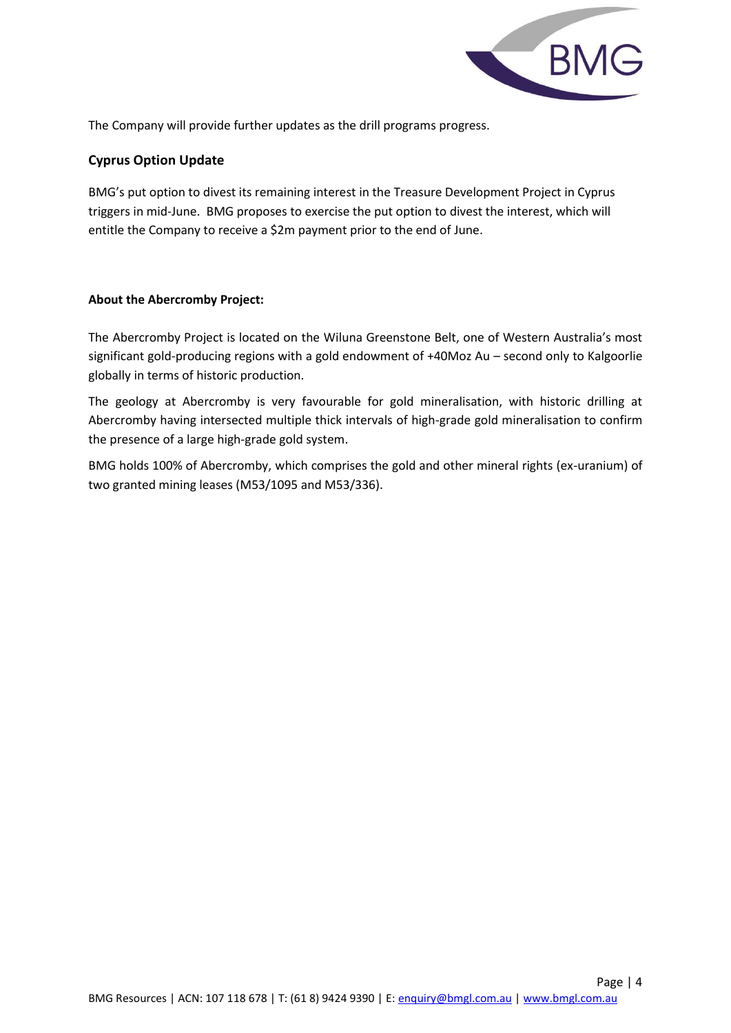The Company will provide further updates as the drill programs progress.

## Cyprus Option Update

BMG's put option to divest its remaining interest in the Treasure Development Project in Cyprus triggers in mid-June. BMG proposes to exercise the put option to divest the interest, which will entitle the Company to receive a $2m payment prior to the end of June.

**About the Abercromby Project:**

The Abercromby Project is located on the Wiluna Greenstone Belt, one of Western Australia's most significant gold-producing regions with a gold endowment of +40Moz Au – second only to Kalgoorlie globally in terms of historic production.

The geology at Abercromby is very favourable for gold mineralisation, with historic drilling at Abercromby having intersected multiple thick intervals of high-grade gold mineralisation to confirm the presence of a large high-grade gold system.

BMG holds 100% of Abercromby, which comprises the gold and other mineral rights (ex-uranium) of two granted mining leases (M53/1095 and M53/336).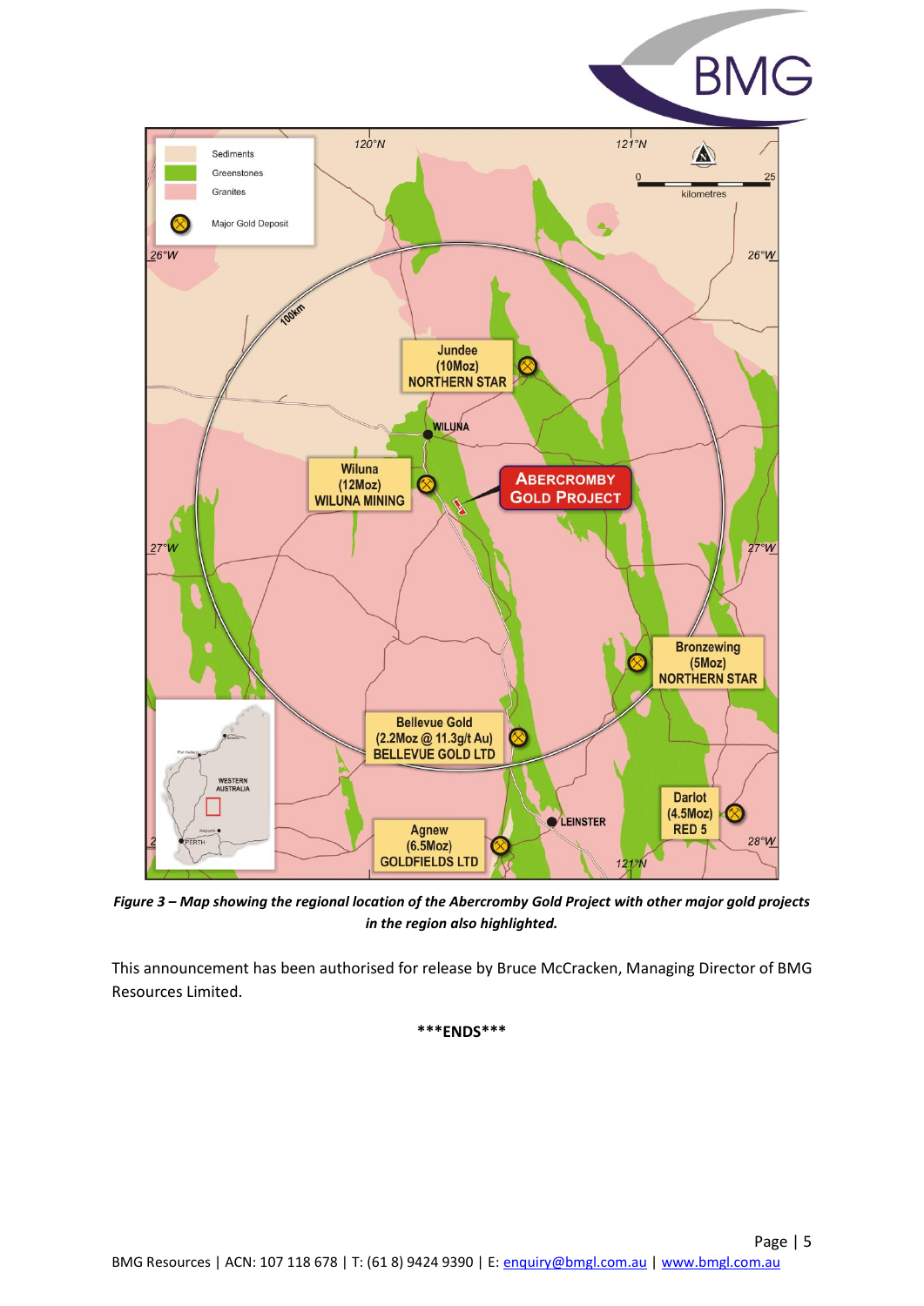*Figure 3 – Map showing the regional location of the Abercromby Gold Project with other major gold projects in the region also highlighted.*

This announcement has been authorised for release by Bruce McCracken, Managing Director of BMG Resources Limited.

**\*\*\*ENDS\*\*\***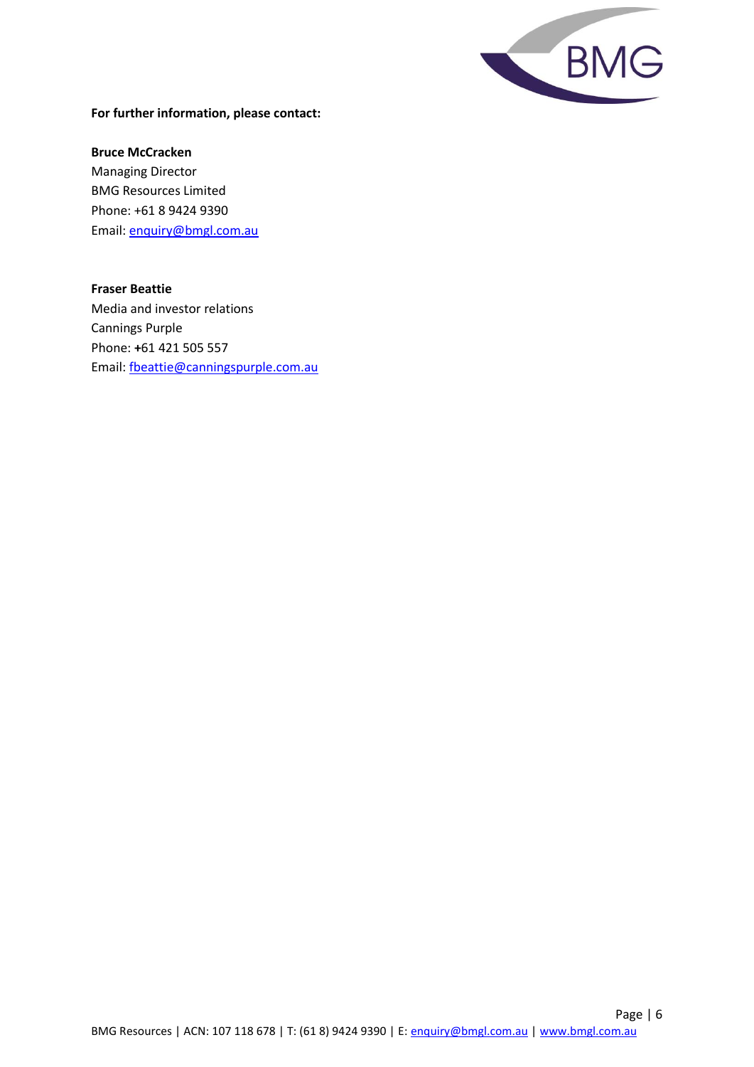**For further information, please contact:**

**Bruce McCracken**
Managing Director
BMG Resources Limited
Phone: +61 8 9424 9390
Email: enquiry@bmgl.com.au

**Fraser Beattie**
Media and investor relations
Cannings Purple
Phone: +61 421 505 557
Email: fbeattie@canningspurple.com.au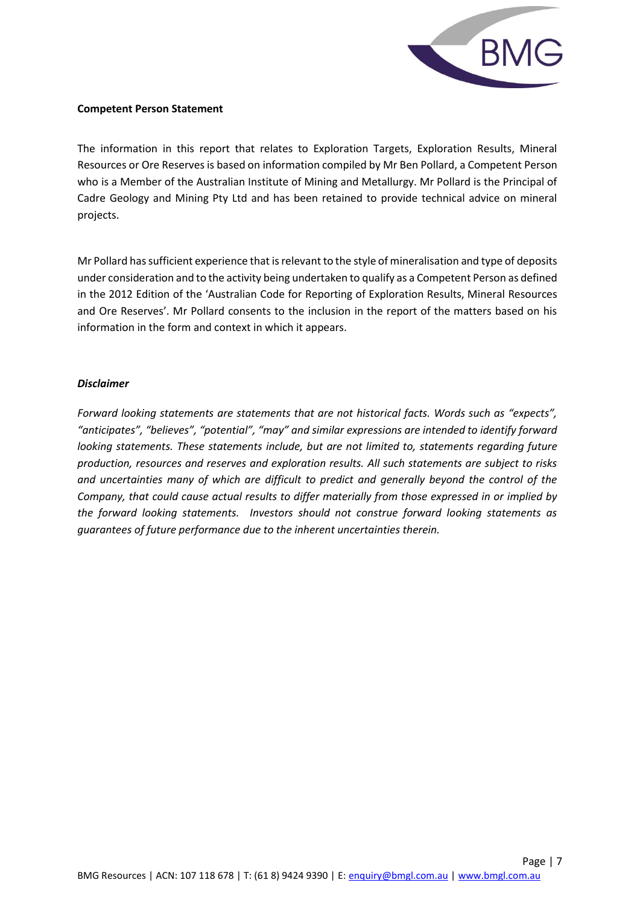**Competent Person Statement**

The information in this report that relates to Exploration Targets, Exploration Results, Mineral Resources or Ore Reserves is based on information compiled by Mr Ben Pollard, a Competent Person who is a Member of the Australian Institute of Mining and Metallurgy. Mr Pollard is the Principal of Cadre Geology and Mining Pty Ltd and has been retained to provide technical advice on mineral projects.

Mr Pollard has sufficient experience that is relevant to the style of mineralisation and type of deposits under consideration and to the activity being undertaken to qualify as a Competent Person as defined in the 2012 Edition of the 'Australian Code for Reporting of Exploration Results, Mineral Resources and Ore Reserves'. Mr Pollard consents to the inclusion in the report of the matters based on his information in the form and context in which it appears.

***Disclaimer***

*Forward looking statements are statements that are not historical facts. Words such as "expects", "anticipates", "believes", "potential", "may" and similar expressions are intended to identify forward looking statements. These statements include, but are not limited to, statements regarding future production, resources and reserves and exploration results. All such statements are subject to risks and uncertainties many of which are difficult to predict and generally beyond the control of the Company, that could cause actual results to differ materially from those expressed in or implied by the forward looking statements. Investors should not construe forward looking statements as guarantees of future performance due to the inherent uncertainties therein.*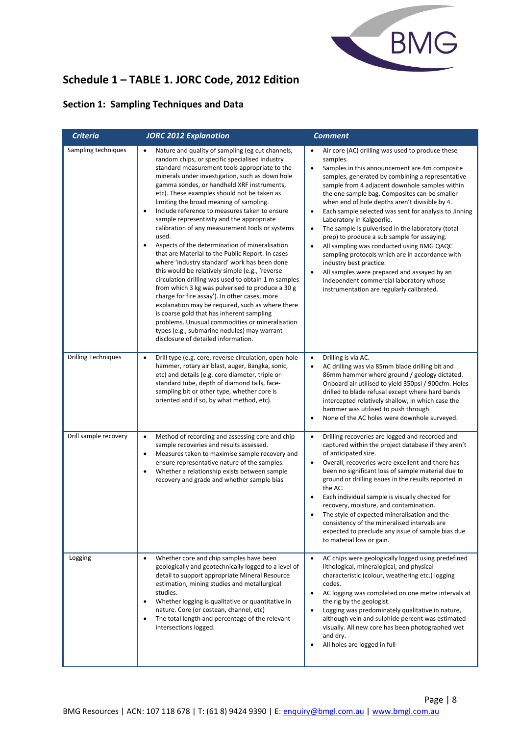## Schedule 1 – TABLE 1. JORC Code, 2012 Edition

### Section 1: Sampling Techniques and Data

| *Criteria* | *JORC 2012 Explanation* | *Comment* |
|---|---|---|
| Sampling techniques | • Nature and quality of sampling (eg cut channels, random chips, or specific specialised industry standard measurement tools appropriate to the minerals under investigation, such as down hole gamma sondes, or handheld XRF instruments, etc). These examples should not be taken as limiting the broad meaning of sampling.<br>• Include reference to measures taken to ensure sample representivity and the appropriate calibration of any measurement tools or systems used.<br>• Aspects of the determination of mineralisation that are Material to the Public Report. In cases where 'industry standard' work has been done this would be relatively simple (e.g., 'reverse circulation drilling was used to obtain 1 m samples from which 3 kg was pulverised to produce a 30 g charge for fire assay'). In other cases, more explanation may be required, such as where there is coarse gold that has inherent sampling problems. Unusual commodities or mineralisation types (e.g., submarine nodules) may warrant disclosure of detailed information. | • Air core (AC) drilling was used to produce these samples.<br>• Samples in this announcement are 4m composite samples, generated by combining a representative sample from 4 adjacent downhole samples within the one sample bag. Composites can be smaller when end of hole depths aren't divisible by 4.<br>• Each sample selected was sent for analysis to Jinning Laboratory in Kalgoorlie.<br>• The sample is pulverised in the laboratory (total prep) to produce a sub sample for assaying.<br>• All sampling was conducted using BMG QAQC sampling protocols which are in accordance with industry best practice.<br>• All samples were prepared and assayed by an independent commercial laboratory whose instrumentation are regularly calibrated. |
| Drilling Techniques | • Drill type (e.g. core, reverse circulation, open-hole hammer, rotary air blast, auger, Bangka, sonic, etc) and details (e.g. core diameter, triple or standard tube, depth of diamond tails, face-sampling bit or other type, whether core is oriented and if so, by what method, etc). | • Drilling is via AC.<br>• AC drilling was via 85mm blade drilling bit and 86mm hammer where ground / geology dictated. Onboard air utilised to yield 350psi / 900cfm. Holes drilled to blade refusal except where hard bands intercepted relatively shallow, in which case the hammer was utilised to push through.<br>• None of the AC holes were downhole surveyed. |
| Drill sample recovery | • Method of recording and assessing core and chip sample recoveries and results assessed.<br>• Measures taken to maximise sample recovery and ensure representative nature of the samples.<br>• Whether a relationship exists between sample recovery and grade and whether sample bias | • Drilling recoveries are logged and recorded and captured within the project database if they aren't of anticipated size.<br>• Overall, recoveries were excellent and there has been no significant loss of sample material due to ground or drilling issues in the results reported in the AC.<br>• Each individual sample is visually checked for recovery, moisture, and contamination.<br>• The style of expected mineralisation and the consistency of the mineralised intervals are expected to preclude any issue of sample bias due to material loss or gain. |
| Logging | • Whether core and chip samples have been geologically and geotechnically logged to a level of detail to support appropriate Mineral Resource estimation, mining studies and metallurgical studies.<br>• Whether logging is qualitative or quantitative in nature. Core (or costean, channel, etc)<br>• The total length and percentage of the relevant intersections logged. | • AC chips were geologically logged using predefined lithological, mineralogical, and physical characteristic (colour, weathering etc.) logging codes.<br>• AC logging was completed on one metre intervals at the rig by the geologist.<br>• Logging was predominately qualitative in nature, although vein and sulphide percent was estimated visually. All new core has been photographed wet and dry.<br>• All holes are logged in full |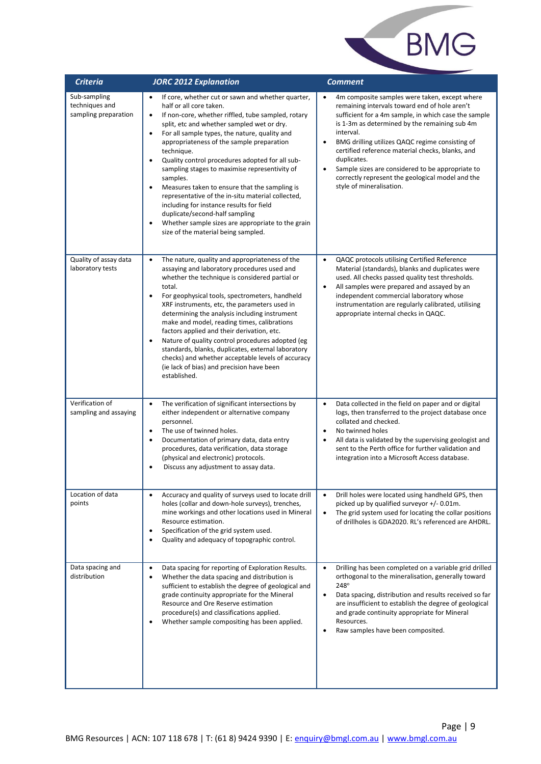| Criteria | JORC 2012 Explanation | Comment |
|---|---|---|
| Sub-sampling techniques and sampling preparation | • If core, whether cut or sawn and whether quarter, half or all core taken.<br>• If non-core, whether riffled, tube sampled, rotary split, etc and whether sampled wet or dry.<br>• For all sample types, the nature, quality and appropriateness of the sample preparation technique.<br>• Quality control procedures adopted for all sub-sampling stages to maximise representivity of samples.<br>• Measures taken to ensure that the sampling is representative of the in-situ material collected, including for instance results for field duplicate/second-half sampling<br>• Whether sample sizes are appropriate to the grain size of the material being sampled. | • 4m composite samples were taken, except where remaining intervals toward end of hole aren't sufficient for a 4m sample, in which case the sample is 1-3m as determined by the remaining sub 4m interval.<br>• BMG drilling utilizes QAQC regime consisting of certified reference material checks, blanks, and duplicates.<br>• Sample sizes are considered to be appropriate to correctly represent the geological model and the style of mineralisation. |
| Quality of assay data laboratory tests | • The nature, quality and appropriateness of the assaying and laboratory procedures used and whether the technique is considered partial or total.<br>• For geophysical tools, spectrometers, handheld XRF instruments, etc, the parameters used in determining the analysis including instrument make and model, reading times, calibrations factors applied and their derivation, etc.<br>• Nature of quality control procedures adopted (eg standards, blanks, duplicates, external laboratory checks) and whether acceptable levels of accuracy (ie lack of bias) and precision have been established. | • QAQC protocols utilising Certified Reference Material (standards), blanks and duplicates were used. All checks passed quality test thresholds.<br>• All samples were prepared and assayed by an independent commercial laboratory whose instrumentation are regularly calibrated, utilising appropriate internal checks in QAQC. |
| Verification of sampling and assaying | • The verification of significant intersections by either independent or alternative company personnel.<br>• The use of twinned holes.<br>• Documentation of primary data, data entry procedures, data verification, data storage (physical and electronic) protocols.<br>• Discuss any adjustment to assay data. | • Data collected in the field on paper and or digital logs, then transferred to the project database once collated and checked.<br>• No twinned holes<br>• All data is validated by the supervising geologist and sent to the Perth office for further validation and integration into a Microsoft Access database. |
| Location of data points | • Accuracy and quality of surveys used to locate drill holes (collar and down-hole surveys), trenches, mine workings and other locations used in Mineral Resource estimation.<br>• Specification of the grid system used.<br>• Quality and adequacy of topographic control. | • Drill holes were located using handheld GPS, then picked up by qualified surveyor +/- 0.01m.<br>• The grid system used for locating the collar positions of drillholes is GDA2020. RL's referenced are AHDRL. |
| Data spacing and distribution | • Data spacing for reporting of Exploration Results.<br>• Whether the data spacing and distribution is sufficient to establish the degree of geological and grade continuity appropriate for the Mineral Resource and Ore Reserve estimation procedure(s) and classifications applied.<br>• Whether sample compositing has been applied. | • Drilling has been completed on a variable grid drilled orthogonal to the mineralisation, generally toward 248°<br>• Data spacing, distribution and results received so far are insufficient to establish the degree of geological and grade continuity appropriate for Mineral Resources.<br>• Raw samples have been composited. |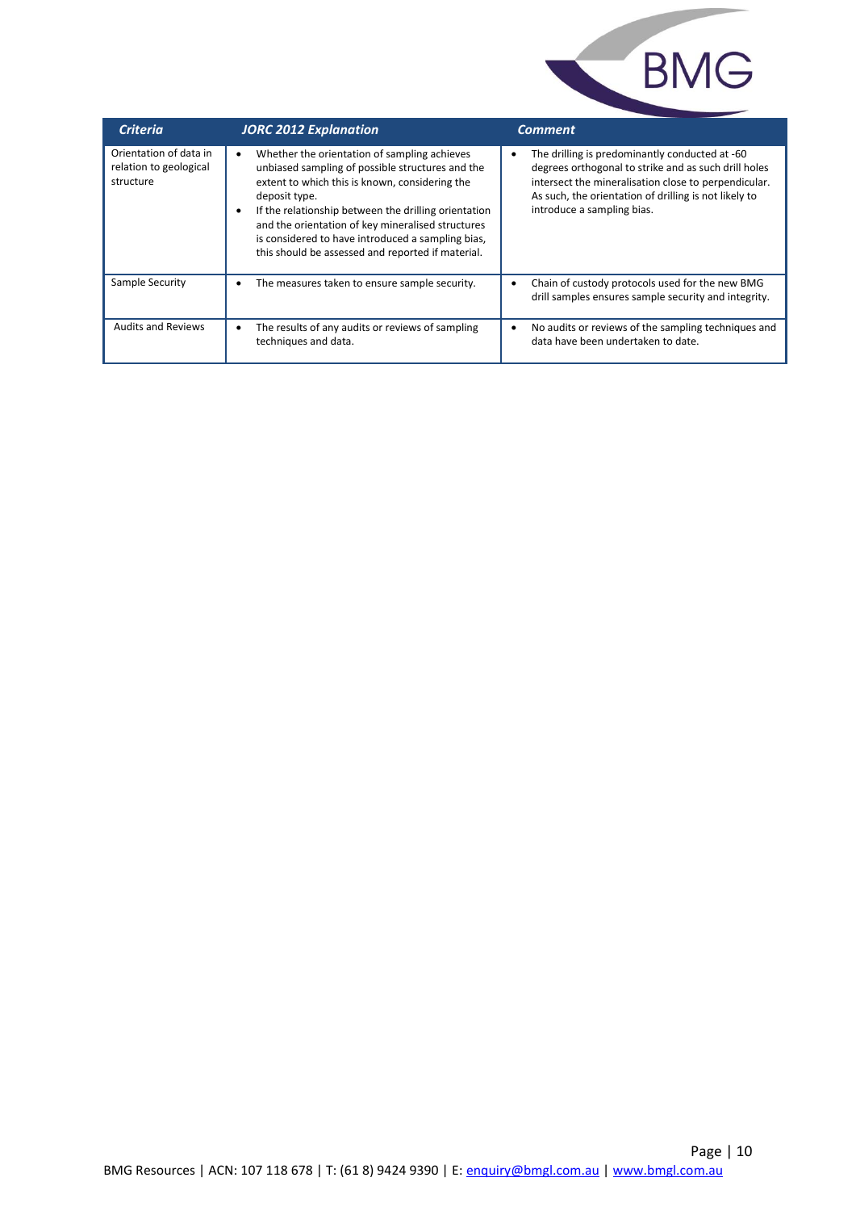| *Criteria* | *JORC 2012 Explanation* | *Comment* |
|---|---|---|
| Orientation of data in relation to geological structure | • Whether the orientation of sampling achieves unbiased sampling of possible structures and the extent to which this is known, considering the deposit type.<br>• If the relationship between the drilling orientation and the orientation of key mineralised structures is considered to have introduced a sampling bias, this should be assessed and reported if material. | • The drilling is predominantly conducted at -60 degrees orthogonal to strike and as such drill holes intersect the mineralisation close to perpendicular. As such, the orientation of drilling is not likely to introduce a sampling bias. |
| Sample Security | • The measures taken to ensure sample security. | • Chain of custody protocols used for the new BMG drill samples ensures sample security and integrity. |
| Audits and Reviews | • The results of any audits or reviews of sampling techniques and data. | • No audits or reviews of the sampling techniques and data have been undertaken to date. |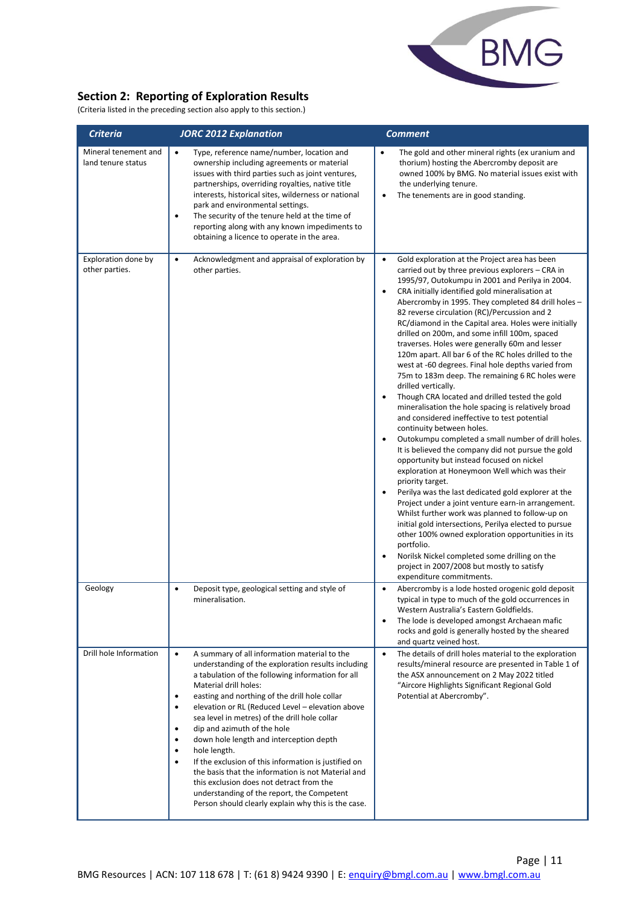## Section 2: Reporting of Exploration Results

(Criteria listed in the preceding section also apply to this section.)

| *Criteria* | *JORC 2012 Explanation* | *Comment* |
|---|---|---|
| Mineral tenement and land tenure status | • Type, reference name/number, location and ownership including agreements or material issues with third parties such as joint ventures, partnerships, overriding royalties, native title interests, historical sites, wilderness or national park and environmental settings.<br>• The security of the tenure held at the time of reporting along with any known impediments to obtaining a licence to operate in the area. | • The gold and other mineral rights (ex uranium and thorium) hosting the Abercromby deposit are owned 100% by BMG. No material issues exist with the underlying tenure.<br>• The tenements are in good standing. |
| Exploration done by other parties. | • Acknowledgment and appraisal of exploration by other parties. | • Gold exploration at the Project area has been carried out by three previous explorers – CRA in 1995/97, Outokumpu in 2001 and Perilya in 2004.<br>• CRA initially identified gold mineralisation at Abercromby in 1995. They completed 84 drill holes – 82 reverse circulation (RC)/Percussion and 2 RC/diamond in the Capital area. Holes were initially drilled on 200m, and some infill 100m, spaced traverses. Holes were generally 60m and lesser 120m apart. All bar 6 of the RC holes drilled to the west at -60 degrees. Final hole depths varied from 75m to 183m deep. The remaining 6 RC holes were drilled vertically.<br>• Though CRA located and drilled tested the gold mineralisation the hole spacing is relatively broad and considered ineffective to test potential continuity between holes.<br>• Outokumpu completed a small number of drill holes. It is believed the company did not pursue the gold opportunity but instead focused on nickel exploration at Honeymoon Well which was their priority target.<br>• Perilya was the last dedicated gold explorer at the Project under a joint venture earn-in arrangement. Whilst further work was planned to follow-up on initial gold intersections, Perilya elected to pursue other 100% owned exploration opportunities in its portfolio.<br>• Norilsk Nickel completed some drilling on the project in 2007/2008 but mostly to satisfy expenditure commitments. |
| Geology | • Deposit type, geological setting and style of mineralisation. | • Abercromby is a lode hosted orogenic gold deposit typical in type to much of the gold occurrences in Western Australia's Eastern Goldfields.<br>• The lode is developed amongst Archaean mafic rocks and gold is generally hosted by the sheared and quartz veined host. |
| Drill hole Information | • A summary of all information material to the understanding of the exploration results including a tabulation of the following information for all Material drill holes:<br>• easting and northing of the drill hole collar<br>• elevation or RL (Reduced Level – elevation above sea level in metres) of the drill hole collar<br>• dip and azimuth of the hole<br>• down hole length and interception depth<br>• hole length.<br>• If the exclusion of this information is justified on the basis that the information is not Material and this exclusion does not detract from the understanding of the report, the Competent Person should clearly explain why this is the case. | • The details of drill holes material to the exploration results/mineral resource are presented in Table 1 of the ASX announcement on 2 May 2022 titled "Aircore Highlights Significant Regional Gold Potential at Abercromby". |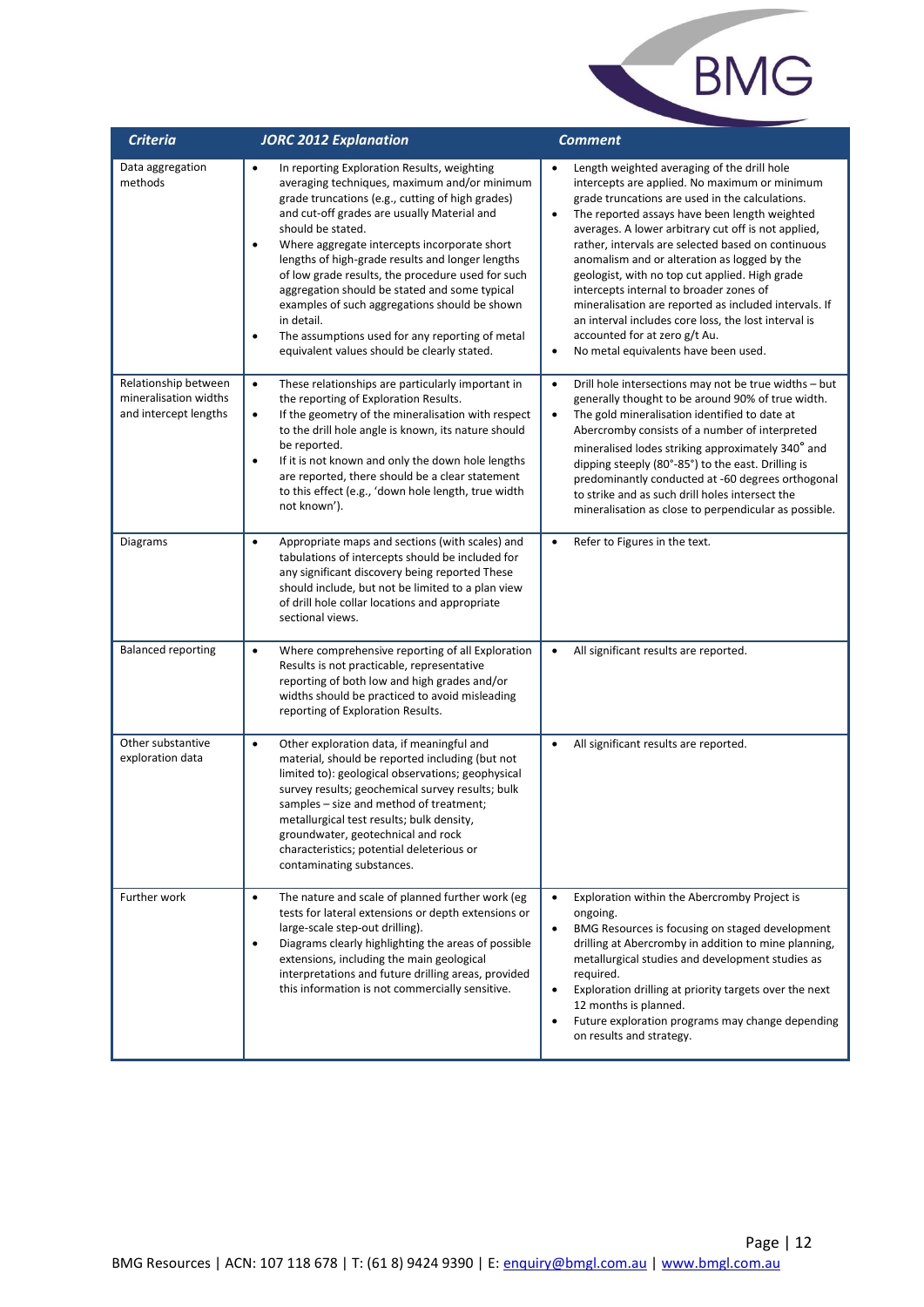| Criteria | JORC 2012 Explanation | Comment |
|---|---|---|
| Data aggregation methods | • In reporting Exploration Results, weighting averaging techniques, maximum and/or minimum grade truncations (e.g., cutting of high grades) and cut-off grades are usually Material and should be stated.<br>• Where aggregate intercepts incorporate short lengths of high-grade results and longer lengths of low grade results, the procedure used for such aggregation should be stated and some typical examples of such aggregations should be shown in detail.<br>• The assumptions used for any reporting of metal equivalent values should be clearly stated. | • Length weighted averaging of the drill hole intercepts are applied. No maximum or minimum grade truncations are used in the calculations.<br>• The reported assays have been length weighted averages. A lower arbitrary cut off is not applied, rather, intervals are selected based on continuous anomalism and or alteration as logged by the geologist, with no top cut applied. High grade intercepts internal to broader zones of mineralisation are reported as included intervals. If an interval includes core loss, the lost interval is accounted for at zero g/t Au.<br>• No metal equivalents have been used. |
| Relationship between mineralisation widths and intercept lengths | • These relationships are particularly important in the reporting of Exploration Results.<br>• If the geometry of the mineralisation with respect to the drill hole angle is known, its nature should be reported.<br>• If it is not known and only the down hole lengths are reported, there should be a clear statement to this effect (e.g., 'down hole length, true width not known'). | • Drill hole intersections may not be true widths – but generally thought to be around 90% of true width.<br>• The gold mineralisation identified to date at Abercromby consists of a number of interpreted mineralised lodes striking approximately 340° and dipping steeply (80°-85°) to the east. Drilling is predominantly conducted at -60 degrees orthogonal to strike and as such drill holes intersect the mineralisation as close to perpendicular as possible. |
| Diagrams | • Appropriate maps and sections (with scales) and tabulations of intercepts should be included for any significant discovery being reported These should include, but not be limited to a plan view of drill hole collar locations and appropriate sectional views. | • Refer to Figures in the text. |
| Balanced reporting | • Where comprehensive reporting of all Exploration Results is not practicable, representative reporting of both low and high grades and/or widths should be practiced to avoid misleading reporting of Exploration Results. | • All significant results are reported. |
| Other substantive exploration data | • Other exploration data, if meaningful and material, should be reported including (but not limited to): geological observations; geophysical survey results; geochemical survey results; bulk samples – size and method of treatment; metallurgical test results; bulk density, groundwater, geotechnical and rock characteristics; potential deleterious or contaminating substances. | • All significant results are reported. |
| Further work | • The nature and scale of planned further work (eg tests for lateral extensions or depth extensions or large-scale step-out drilling).<br>• Diagrams clearly highlighting the areas of possible extensions, including the main geological interpretations and future drilling areas, provided this information is not commercially sensitive. | • Exploration within the Abercromby Project is ongoing.<br>• BMG Resources is focusing on staged development drilling at Abercromby in addition to mine planning, metallurgical studies and development studies as required.<br>• Exploration drilling at priority targets over the next 12 months is planned.<br>• Future exploration programs may change depending on results and strategy. |